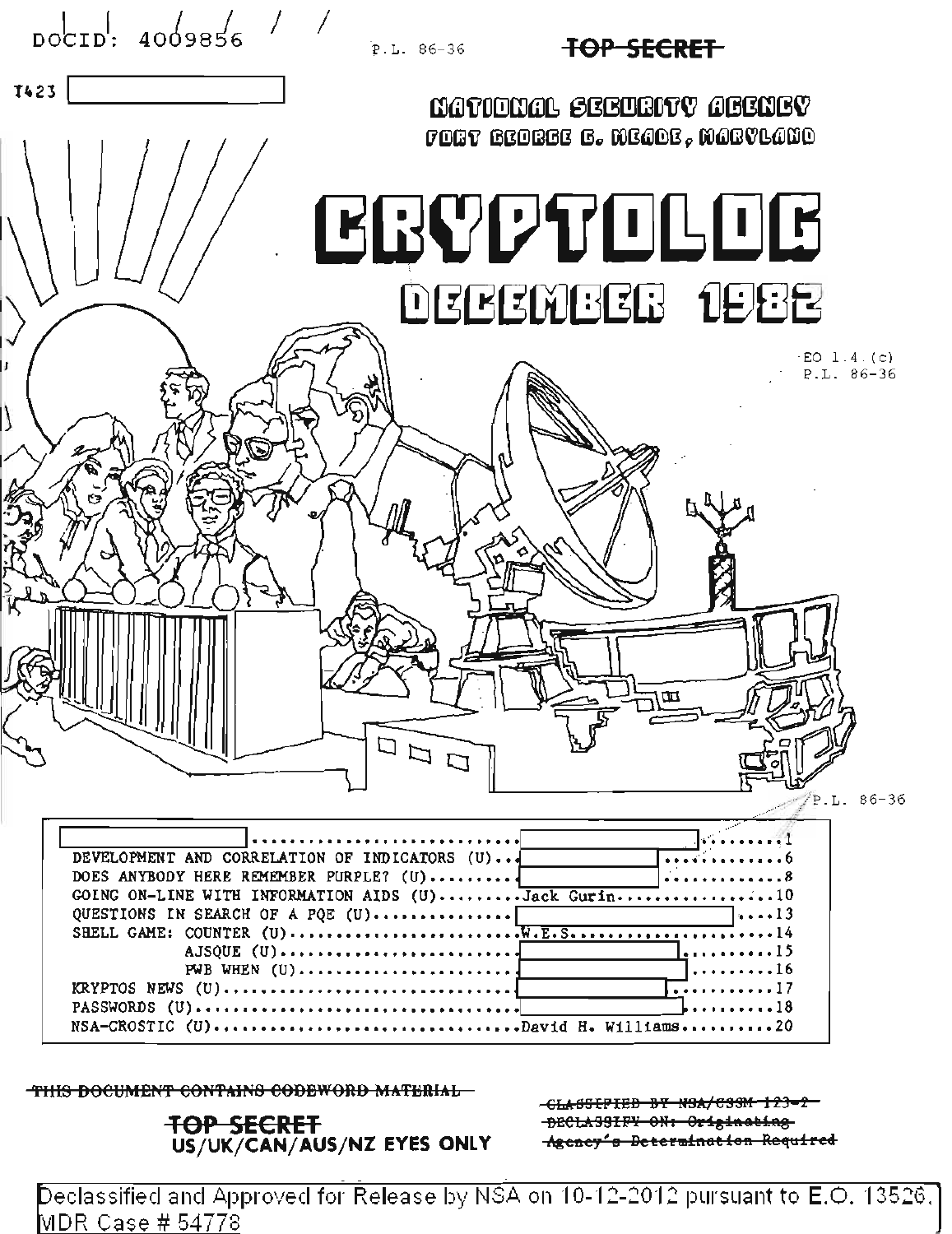DOCID: 4009856

P.L. 86-36

~~TOP SECRET~~

T423 [redacted]

**NATIONAL SECURITY AGENCY**
**FORT GEORGE G. MEADE, MARYLAND**

# CRYPTOLOG

## DECEMBER 1982

EO 1.4.(c)
P.L. 86-36

P.L. 86-36

| | | |
|---|---|---|
| [redacted] | [redacted] | 1 |
| DEVELOPMENT AND CORRELATION OF INDICATORS (U) | [redacted] | 6 |
| DOES ANYBODY HERE REMEMBER PURPLE? (U) | [redacted] | 8 |
| GOING ON-LINE WITH INFORMATION AIDS (U) | Jack Gurin | 10 |
| QUESTIONS IN SEARCH OF A PQE (U) | [redacted] | 13 |
| SHELL GAME: COUNTER (U) | W.E.S. | 14 |
| AJSQUE (U) | [redacted] | 15 |
| PWB WHEN (U) | [redacted] | 16 |
| KRYPTOS NEWS (U) | [redacted] | 17 |
| PASSWORDS (U) | [redacted] | 18 |
| NSA-CROSTIC (U) | David H. Williams | 20 |

~~THIS DOCUMENT CONTAINS CODEWORD MATERIAL~~

~~TOP SECRET~~
US/UK/CAN/AUS/NZ EYES ONLY

~~CLASSIFIED BY NSA/CSSM 123-2~~
~~DECLASSIFY ON: Originating Agency's Determination Required~~

Declassified and Approved for Release by NSA on 10-12-2012 pursuant to E.O. 13526, MDR Case # 54778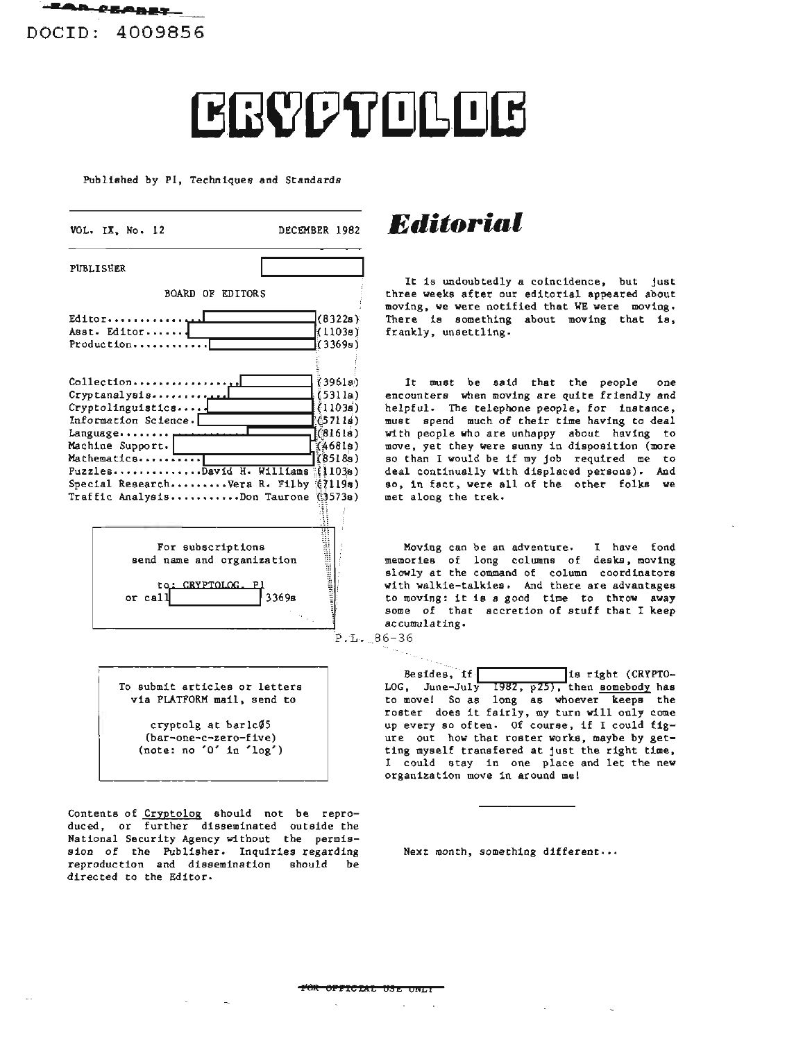TOP SECRET

DOCID: 4009856

# CRYPTOLOG

Published by P1, Techniques and Standards

VOL. IX, No. 12 DECEMBER 1982

PUBLISHER

BOARD OF EDITORS

Editor.............. (8322s)
Asst. Editor...... (1103s)
Production............ (3369s)

Collection................ (3961s)
Cryptanalysis............ (5311s)
Cryptolinguistics.... (1103s)
Information Science. (5711s)
Language........ (8161s)
Machine Support. (4681s)
Mathematics.......... (8518s)
Puzzles..............David H. Williams (1103s)
Special Research.........Vera R. Filby (7119s)
Traffic Analysis...........Don Taurone (3573s)

For subscriptions
send name and organization

to: CRYPTOLOG, P1
or call 3369s

P.L. 86-36

To submit articles or letters
via PLATFORM mail, send to

cryptolg at barlc05
(bar-one-c-zero-five)
(note: no 'O' in 'log')

Contents of Cryptolog should not be reproduced, or further disseminated outside the National Security Agency without the permission of the Publisher. Inquiries regarding reproduction and dissemination should be directed to the Editor.

## *Editorial*

It is undoubtedly a coincidence, but just three weeks after our editorial appeared about moving, we were notified that WE were moving. There is something about moving that is, frankly, unsettling.

It must be said that the people one encounters when moving are quite friendly and helpful. The telephone people, for instance, must spend much of their time having to deal with people who are unhappy about having to move, yet they were sunny in disposition (more so than I would be if my job required me to deal continually with displaced persons). And so, in fact, were all of the other folks we met along the trek.

Moving can be an adventure. I have fond memories of long columns of desks, moving slowly at the command of column coordinators with walkie-talkies. And there are advantages to moving: it is a good time to throw away some of that accretion of stuff that I keep accumulating.

Besides, if [redacted] is right (CRYPTOLOG, June-July 1982, p25), then somebody has to move! So as long as whoever keeps the roster does it fairly, my turn will only come up every so often. Of course, if I could figure out how that roster works, maybe by getting myself transfered at just the right time, I could stay in one place and let the new organization move in around me!

---

Next month, something different...

FOR OFFICIAL USE ONLY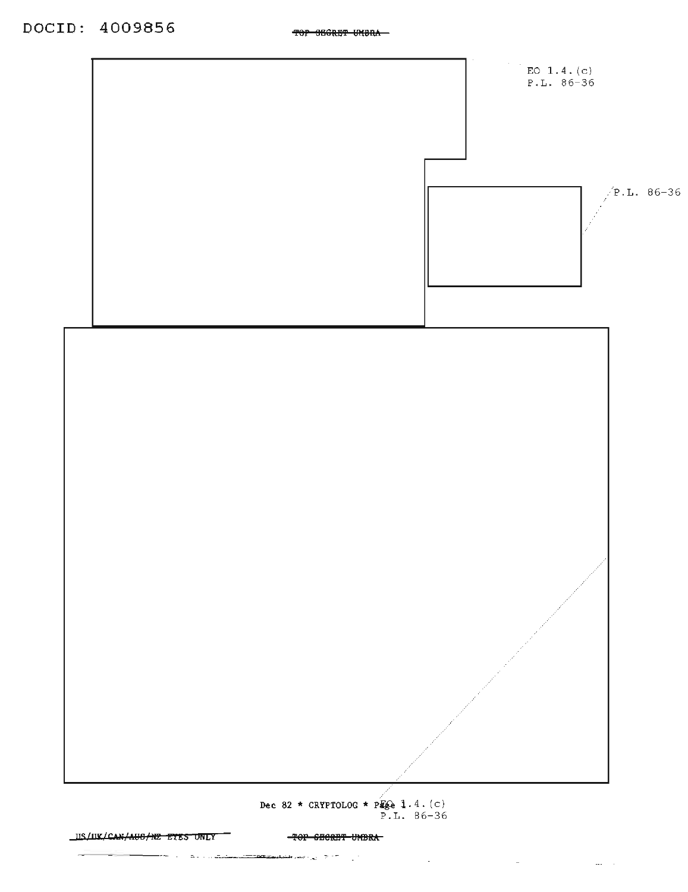EO 1.4.(c)
P.L. 86-36

P.L. 86-36

EO 1.4.(c)
P.L. 86-36

US/UK/CAN/AUS/NZ EYES ONLY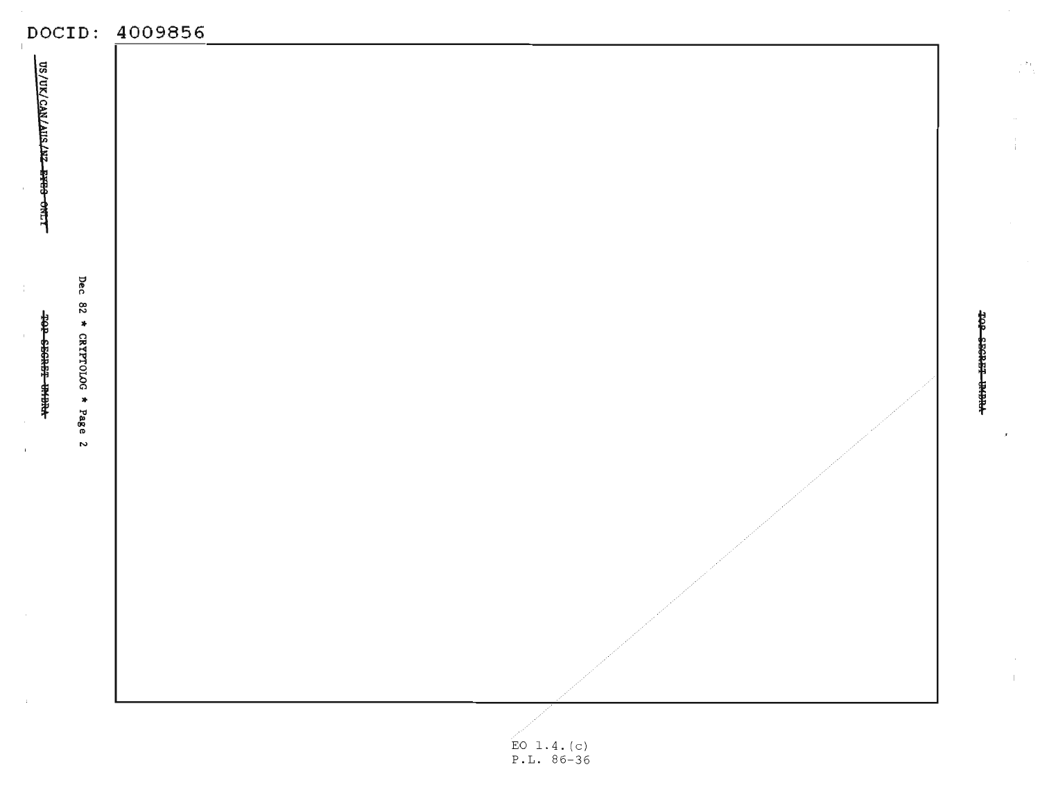DOCID: 4009856

EO 1.4.(c)
P.L. 86-36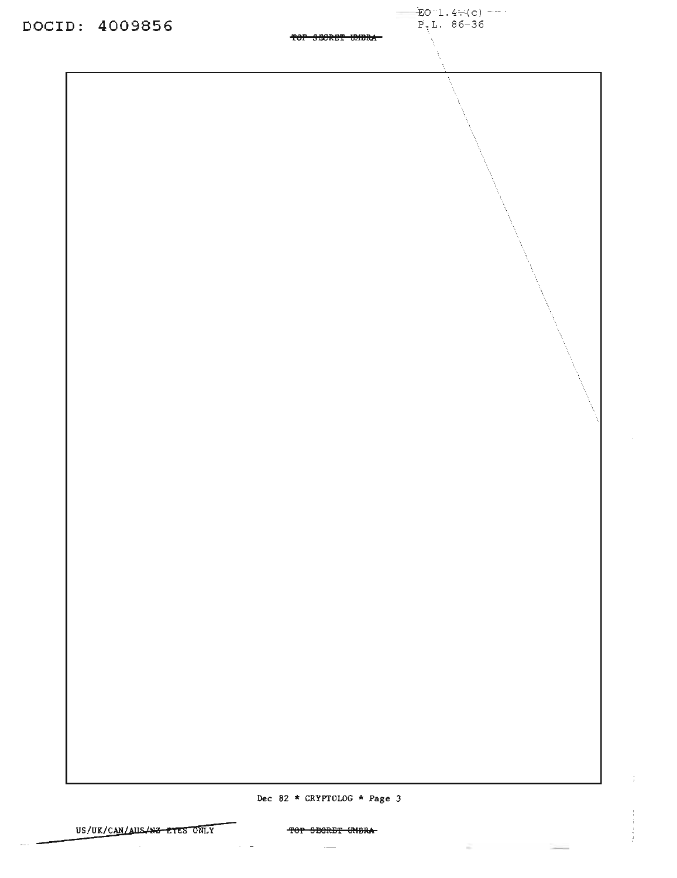EO 1.4.(c)
P.L. 86-36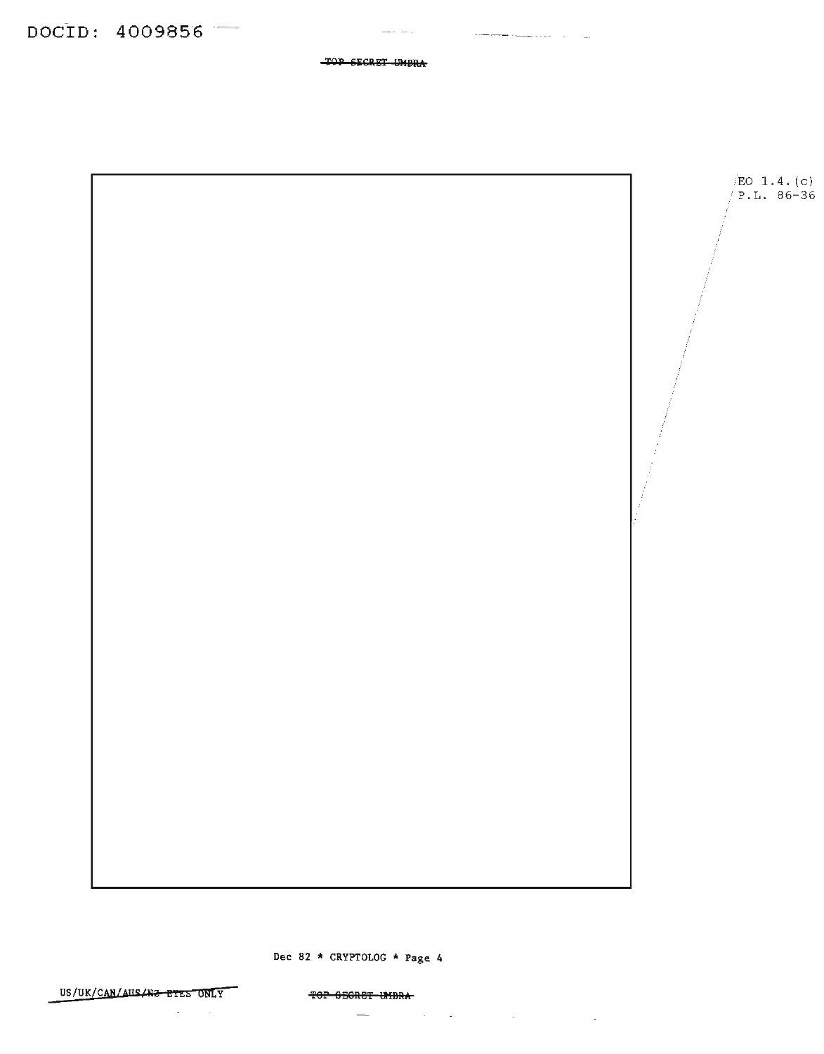TOP SECRET UMBRA

EO 1.4.(c)
P.L. 86-36

US/UK/CAN/AUS/NZ EYES ONLY

TOP SECRET UMBRA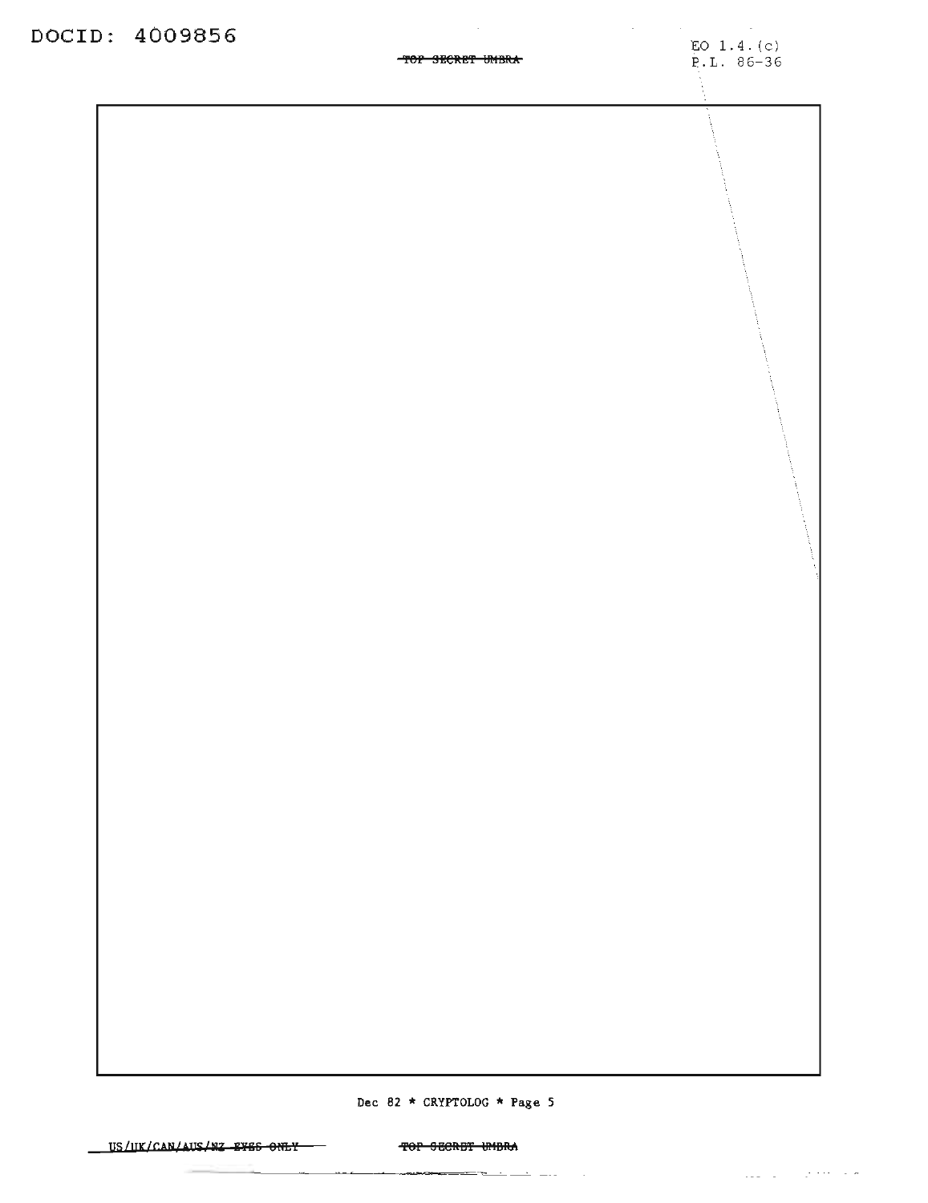EO 1.4.(c)
P.L. 86-36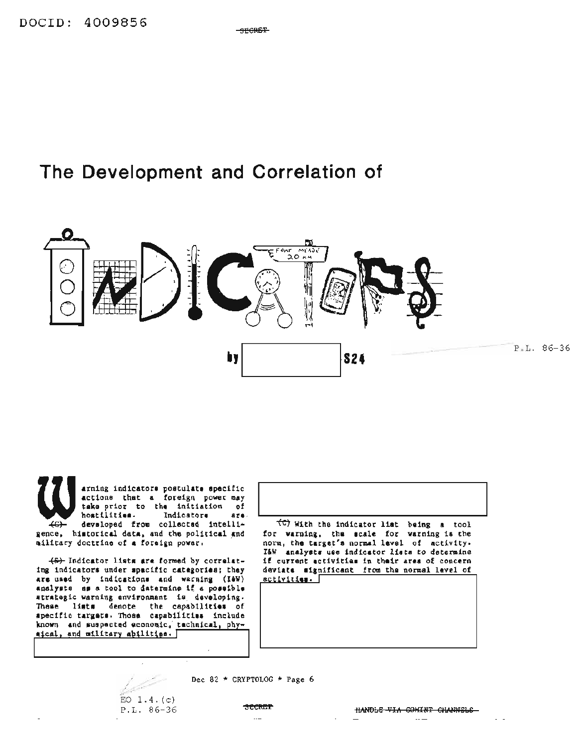# The Development and Correlation of INDICATORS

by S24

P.L. 86-36

(C) Warning indicators postulate specific actions that a foreign power may take prior to the initiation of hostilities. Indicators are developed from collected intelligence, historical data, and the political and military doctrine of a foreign power.

(S) Indicator lists are formed by correlating indicators under specific categories; they are used by indications and warning (I&W) analysts as a tool to determine if a possible strategic warning environment is developing. These lists denote the capabilities of specific targets. Those capabilities include known and suspected economic, technical, physical, and military abilities.

(C) With the indicator list being a tool for warning, the scale for warning is the norm, the target's normal level of activity. I&W analysts use indicator lists to determine if current activities in their area of concern deviate significant from the normal level of activities.

EO 1.4.(c)
P.L. 86-36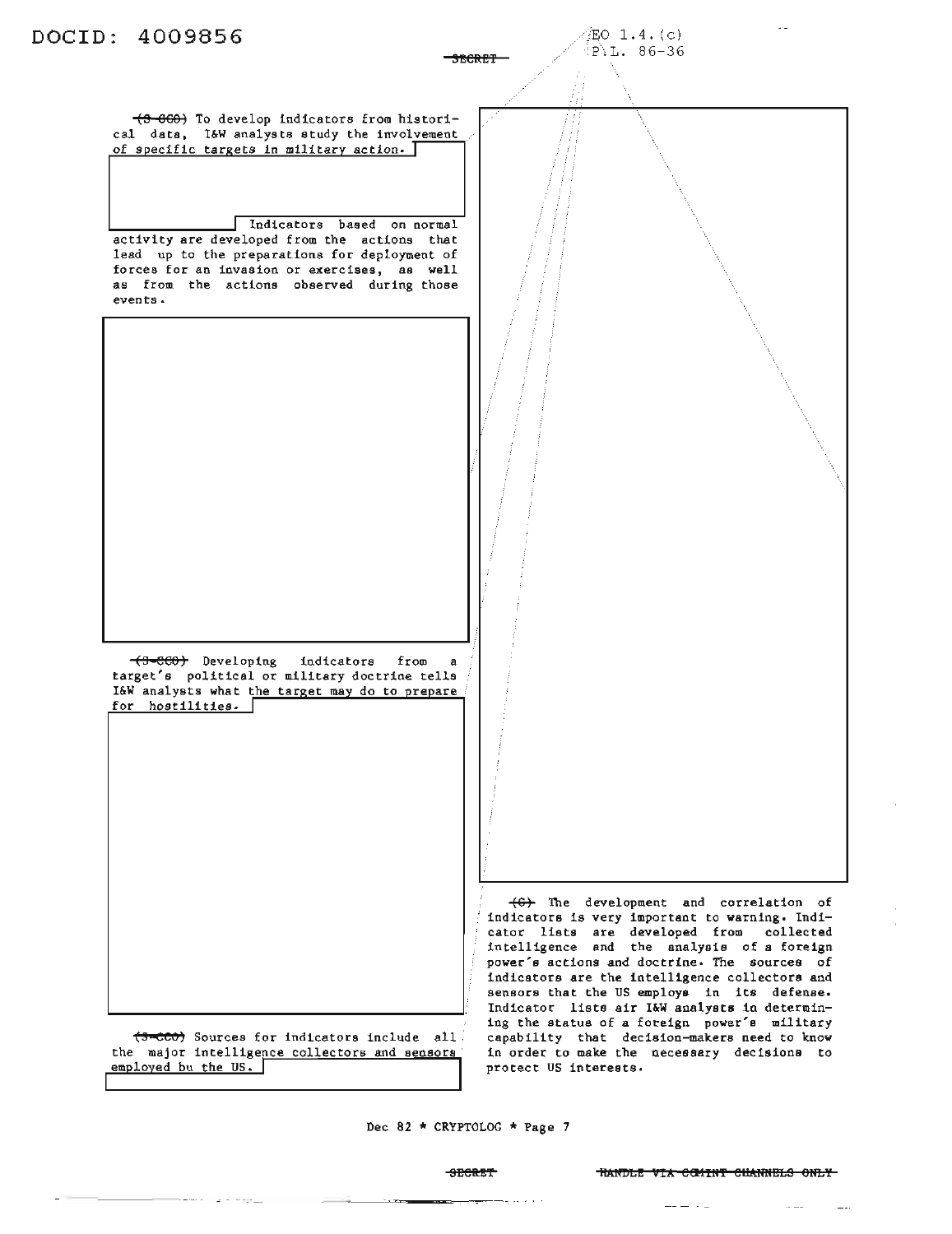DOCID: 4009856

SECRET

EO 1.4.(c)
P.L. 86-36

~~(S-CCO)~~ To develop indicators from historical data, I&W analysts study the involvement of specific targets in military action.

Indicators based on normal activity are developed from the actions that lead up to the preparations for deployment of forces for an invasion or exercises, as well as from the actions observed during those events.

~~(S-CCO)~~ Developing indicators from a target's political or military doctrine tells I&W analysts what the target may do to prepare for hostilities.

~~(S-CCO)~~ Sources for indicators include all the major intelligence collectors and sensors employed bu the US.

~~(C)~~ The development and correlation of indicators is very important to warning. Indicator lists are developed from collected intelligence and the analysis of a foreign power's actions and doctrine. The sources of indicators are the intelligence collectors and sensors that the US employs in its defense. Indicator lists air I&W analysts in determining the status of a foreign power's military capability that decision-makers need to know in order to make the necessary decisions to protect US interests.

Dec 82 * CRYPTOLOG * Page 7

SECRET HANDLE VIA COMINT CHANNELS ONLY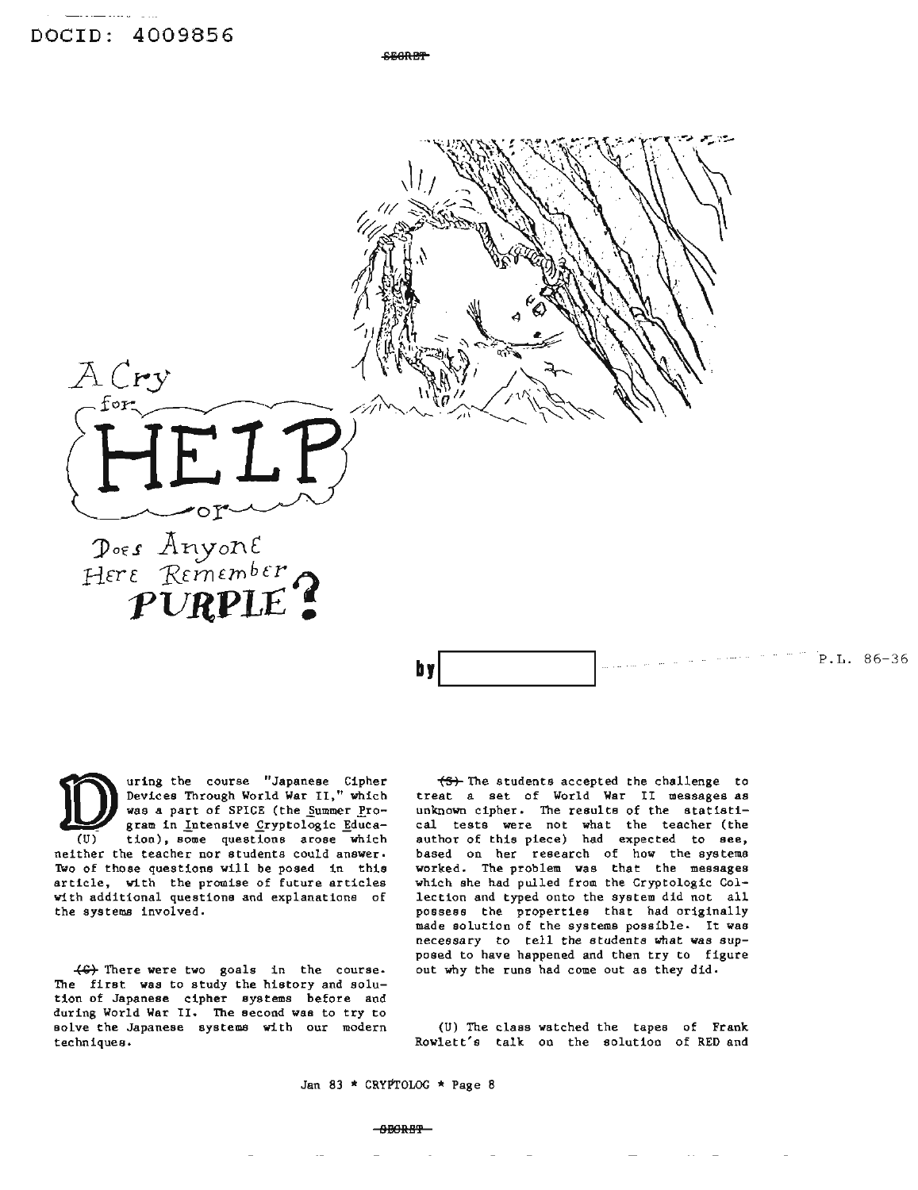# A Cry for HELP or Does Anyone Here Remember PURPLE?

by [redacted] P.L. 86-36

During the course "Japanese Cipher Devices Through World War II," which was a part of SPICE (the Summer Program in Intensive Cryptologic Education), some questions arose which neither the teacher nor students could answer. Two of those questions will be posed in this article, with the promise of future articles with additional questions and explanations of the systems involved. (U)

~~(C)~~ There were two goals in the course. The first was to study the history and solution of Japanese cipher systems before and during World War II. The second was to try to solve the Japanese systems with our modern techniques.

~~(S)~~ The students accepted the challenge to treat a set of World War II messages as unknown cipher. The results of the statistical tests were not what the teacher (the author of this piece) had expected to see, based on her research of how the systems worked. The problem was that the messages which she had pulled from the Cryptologic Collection and typed onto the system did not all possess the properties that had originally made solution of the systems possible. It was necessary to tell the students what was supposed to have happened and then try to figure out why the runs had come out as they did.

(U) The class watched the tapes of Frank Rowlett's talk on the solution of RED and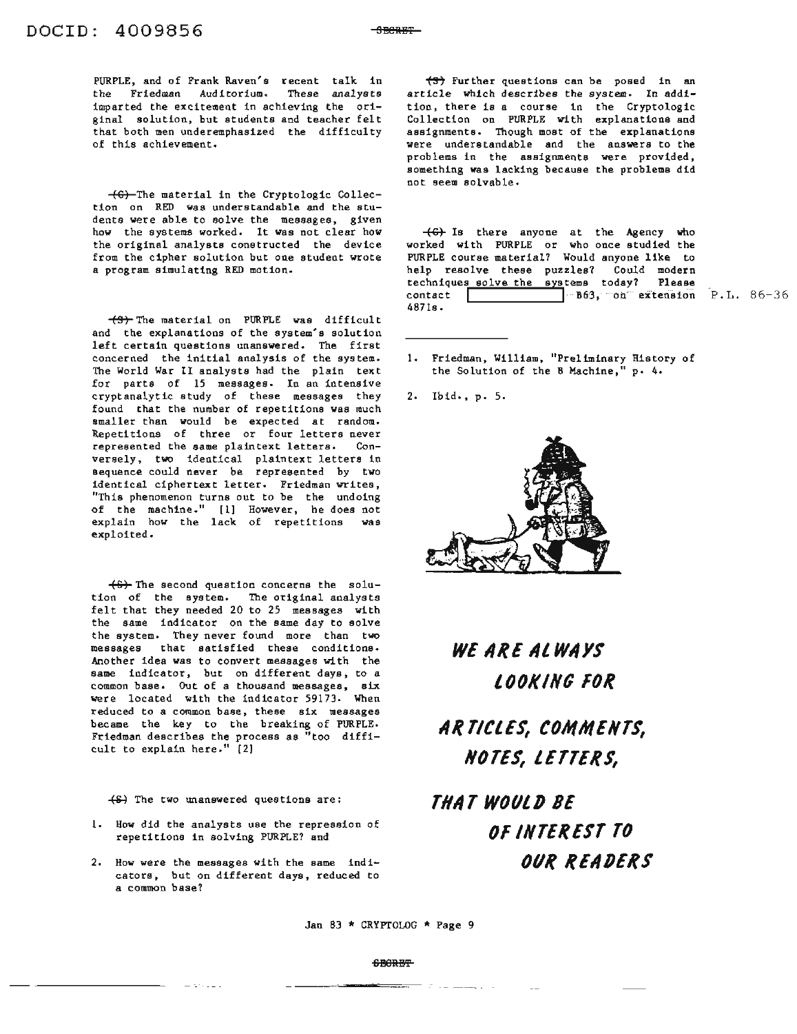PURPLE, and of Frank Raven's recent talk in the Friedman Auditorium. These analysts imparted the excitement in achieving the original solution, but students and teacher felt that both men underemphasized the difficulty of this achievement.

~~(C)~~ The material in the Cryptologic Collection on RED was understandable and the students were able to solve the messages, given how the systems worked. It was not clear how the original analysts constructed the device from the cipher solution but one student wrote a program simulating RED motion.

~~(S)~~ The material on PURPLE was difficult and the explanations of the system's solution left certain questions unanswered. The first concerned the initial analysis of the system. The World War II analysts had the plain text for parts of 15 messages. In an intensive cryptanalytic study of these messages they found that the number of repetitions was much smaller than would be expected at random. Repetitions of three or four letters never represented the same plaintext letters. Conversely, two identical plaintext letters in sequence could never be represented by two identical ciphertext letter. Friedman writes, "This phenomenon turns out to be the undoing of the machine." [1] However, he does not explain how the lack of repetitions was exploited.

~~(S)~~ The second question concerns the solution of the system. The original analysts felt that they needed 20 to 25 messages with the same indicator on the same day to solve the system. They never found more than two messages that satisfied these conditions. Another idea was to convert messages with the same indicator, but on different days, to a common base. Out of a thousand messages, six were located with the indicator 59173. When reduced to a common base, these six messages became the key to the breaking of PURPLE. Friedman describes the process as "too difficult to explain here." [2]

~~(S)~~ The two unanswered questions are:

1. How did the analysts use the repression of repetitions in solving PURPLE? and
2. How were the messages with the same indicators, but on different days, reduced to a common base?

~~(S)~~ Further questions can be posed in an article which describes the system. In addition, there is a course in the Cryptologic Collection on PURPLE with explanations and assignments. Though most of the explanations were understandable and the answers to the problems in the assignments were provided, something was lacking because the problems did not seem solvable.

~~(C)~~ Is there anyone at the Agency who worked with PURPLE or who once studied the PURPLE course material? Would anyone like to help resolve these puzzles? Could modern techniques solve the systems today? Please contact [ ] B63, on extension 4871s. P.L. 86-36

---

1. Friedman, William, "Preliminary History of the Solution of the B Machine," p. 4.
2. Ibid., p. 5.

***WE ARE ALWAYS LOOKING FOR ARTICLES, COMMENTS, NOTES, LETTERS, THAT WOULD BE OF INTEREST TO OUR READERS***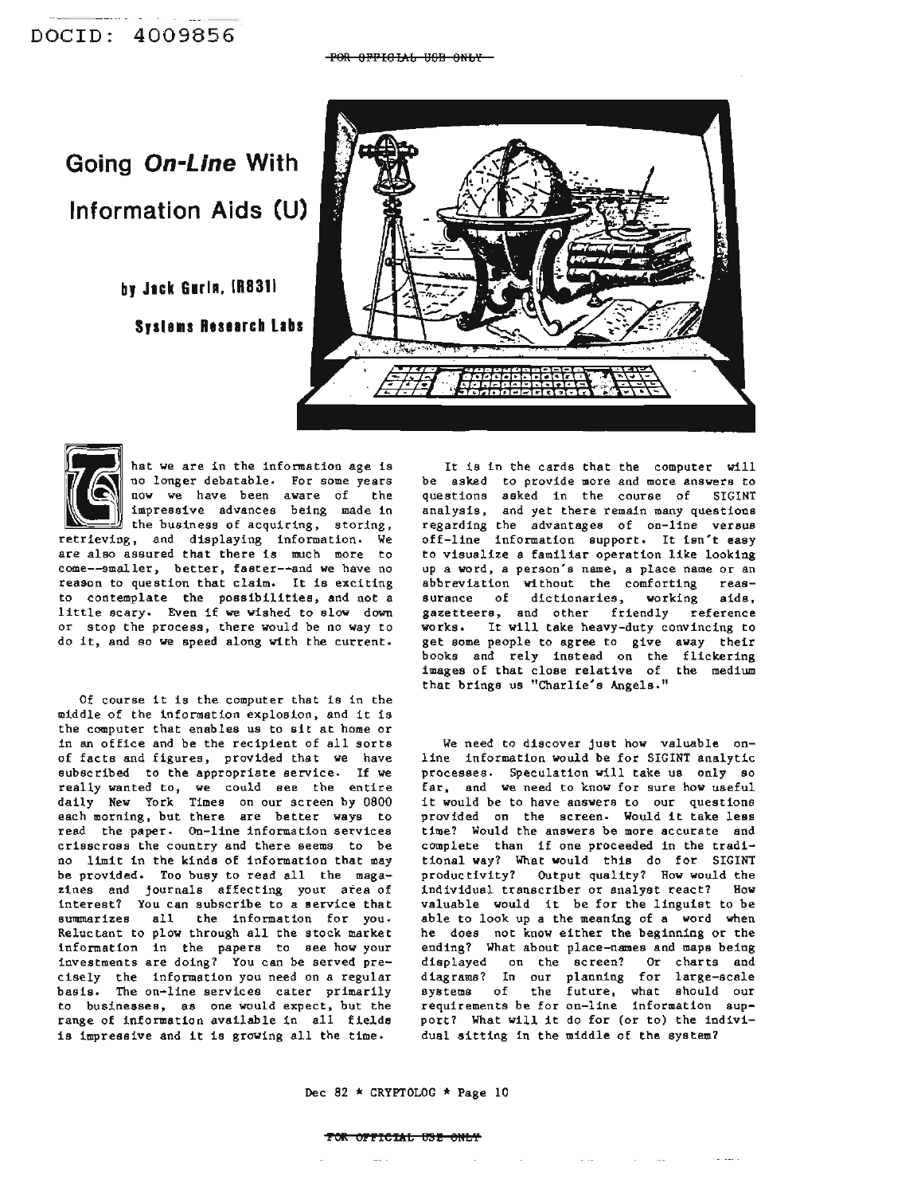# Going *On-Line* With Information Aids (U)

**by Jack Gurin, (R831)**

**Systems Research Labs**

That we are in the information age is no longer debatable. For some years now we have been aware of the impressive advances being made in the business of acquiring, storing, retrieving, and displaying information. We are also assured that there is much more to come--smaller, better, faster--and we have no reason to question that claim. It is exciting to contemplate the possibilities, and not a little scary. Even if we wished to slow down or stop the process, there would be no way to do it, and so we speed along with the current.

Of course it is the computer that is in the middle of the information explosion, and it is the computer that enables us to sit at home or in an office and be the recipient of all sorts of facts and figures, provided that we have subscribed to the appropriate service. If we really wanted to, we could see the entire daily New York Times on our screen by 0800 each morning, but there are better ways to read the paper. On-line information services crisscross the country and there seems to be no limit in the kinds of information that may be provided. Too busy to read all the magazines and journals affecting your area of interest? You can subscribe to a service that summarizes all the information for you. Reluctant to plow through all the stock market information in the papers to see how your investments are doing? You can be served precisely the information you need on a regular basis. The on-line services cater primarily to businesses, as one would expect, but the range of information available in all fields is impressive and it is growing all the time.

It is in the cards that the computer will be asked to provide more and more answers to questions asked in the course of SIGINT analysis, and yet there remain many questions regarding the advantages of on-line versus off-line information support. It isn't easy to visualize a familiar operation like looking up a word, a person's name, a place name or an abbreviation without the comforting reassurance of dictionaries, working aids, gazetteers, and other friendly reference works. It will take heavy-duty convincing to get some people to agree to give away their books and rely instead on the flickering images of that close relative of the medium that brings us "Charlie's Angels."

We need to discover just how valuable on-line information would be for SIGINT analytic processes. Speculation will take us only so far, and we need to know for sure how useful it would be to have answers to our questions provided on the screen. Would it take less time? Would the answers be more accurate and complete than if one proceeded in the traditional way? What would this do for SIGINT productivity? Output quality? How would the individual transcriber or analyst react? How valuable would it be for the linguist to be able to look up a the meaning of a word when he does not know either the beginning or the ending? What about place-names and maps being displayed on the screen? Or charts and diagrams? In our planning for large-scale systems of the future, what should our requirements be for on-line information support? What will it do for (or to) the individual sitting in the middle of the system?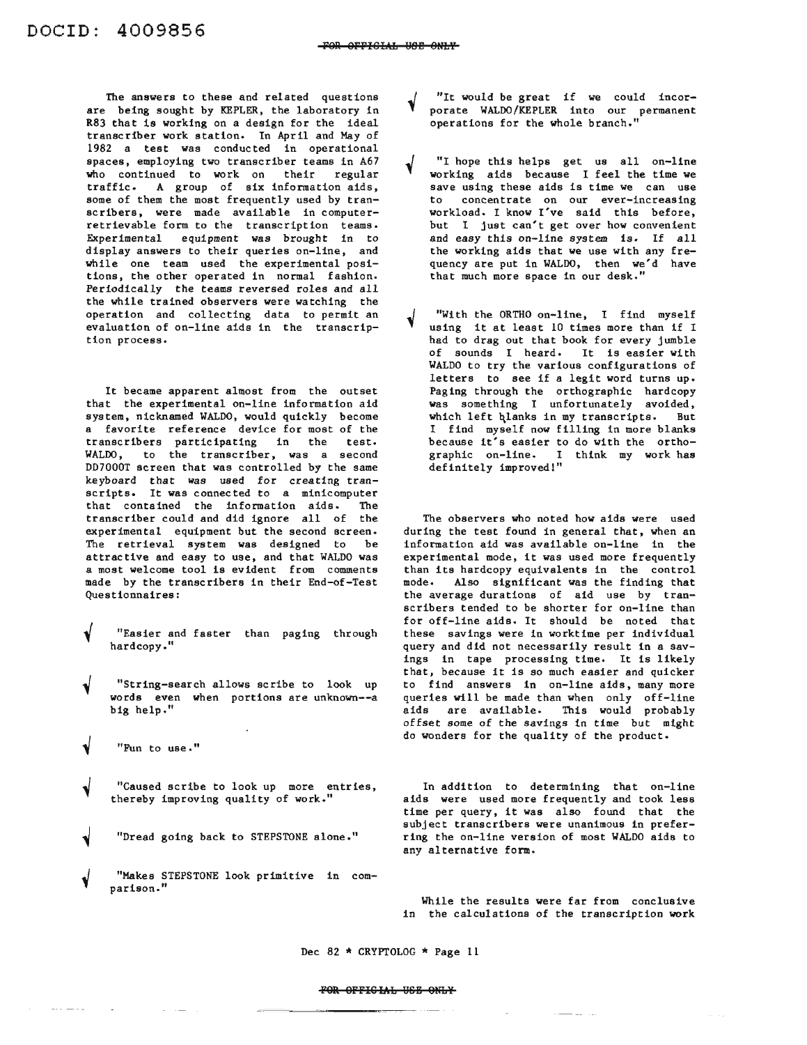The answers to these and related questions are being sought by KEPLER, the laboratory in R83 that is working on a design for the ideal transcriber work station. In April and May of 1982 a test was conducted in operational spaces, employing two transcriber teams in A67 who continued to work on their regular traffic. A group of six information aids, some of them the most frequently used by transcribers, were made available in computer-retrievable form to the transcription teams. Experimental equipment was brought in to display answers to their queries on-line, and while one team used the experimental positions, the other operated in normal fashion. Periodically the teams reversed roles and all the while trained observers were watching the operation and collecting data to permit an evaluation of on-line aids in the transcription process.

It became apparent almost from the outset that the experimental on-line information aid system, nicknamed WALDO, would quickly become a favorite reference device for most of the transcribers participating in the test. WALDO, to the transcriber, was a second DD7000T screen that was controlled by the same keyboard that was used for creating transcripts. It was connected to a minicomputer that contained the information aids. The transcriber could and did ignore all of the experimental equipment but the second screen. The retrieval system was designed to be attractive and easy to use, and that WALDO was a most welcome tool is evident from comments made by the transcribers in their End-of-Test Questionnaires:

√ "Easier and faster than paging through hardcopy."

√ "String-search allows scribe to look up words even when portions are unknown--a big help."

√ "Fun to use."

√ "Caused scribe to look up more entries, thereby improving quality of work."

√ "Dread going back to STEPSTONE alone."

√ "Makes STEPSTONE look primitive in comparison."

√ "It would be great if we could incorporate WALDO/KEPLER into our permanent operations for the whole branch."

√ "I hope this helps get us all on-line working aids because I feel the time we save using these aids is time we can use to concentrate on our ever-increasing workload. I know I've said this before, but I just can't get over how convenient and easy this on-line system is. If all the working aids that we use with any frequency are put in WALDO, then we'd have that much more space in our desk."

√ "With the ORTHO on-line, I find myself using it at least 10 times more than if I had to drag out that book for every jumble of sounds I heard. It is easier with WALDO to try the various configurations of letters to see if a legit word turns up. Paging through the orthographic hardcopy was something I unfortunately avoided, which left blanks in my transcripts. But I find myself now filling in more blanks because it's easier to do with the orthographic on-line. I think my work has definitely improved!"

The observers who noted how aids were used during the test found in general that, when an information aid was available on-line in the experimental mode, it was used more frequently than its hardcopy equivalents in the control mode. Also significant was the finding that the average durations of aid use by transcribers tended to be shorter for on-line than for off-line aids. It should be noted that these savings were in worktime per individual query and did not necessarily result in a savings in tape processing time. It is likely that, because it is so much easier and quicker to find answers in on-line aids, many more queries will be made than when only off-line aids are available. This would probably offset some of the savings in time but might do wonders for the quality of the product.

In addition to determining that on-line aids were used more frequently and took less time per query, it was also found that the subject transcribers were unanimous in preferring the on-line version of most WALDO aids to any alternative form.

While the results were far from conclusive in the calculations of the transcription work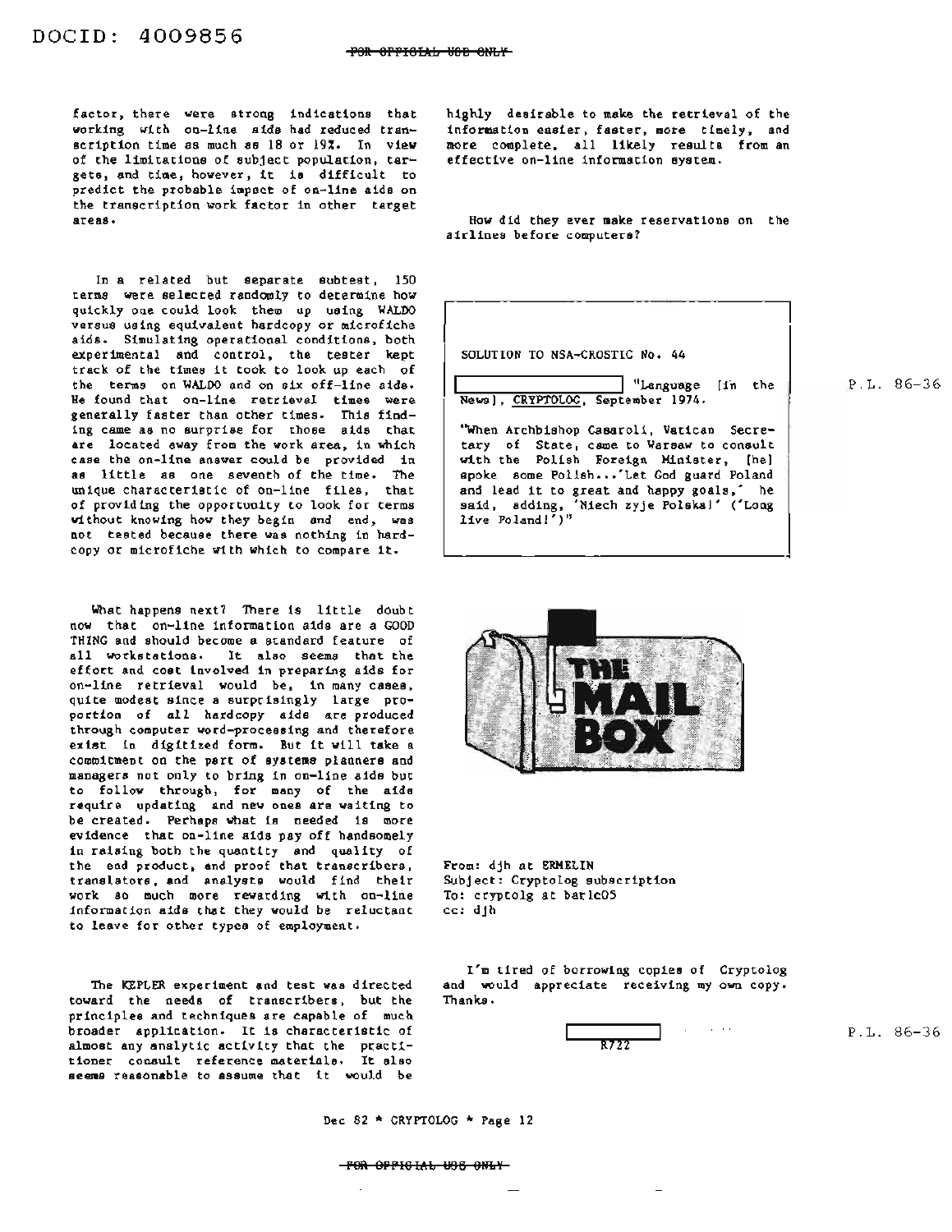factor, there were strong indications that working with on-line aids had reduced transcription time as much as 18 or 19%. In view of the limitations of subject population, targets, and time, however, it is difficult to predict the probable impact of on-line aids on the transcription work factor in other target areas.

In a related but separate subtest, 150 terms were selected randomly to determine how quickly one could look them up using WALDO versus using equivalent hardcopy or microfiche aids. Simulating operational conditions, both experimental and control, the tester kept track of the times it took to look up each of the terms on WALDO and on six off-line aids. He found that on-line retrieval times were generally faster than other times. This finding came as no surprise for those aids that are located away from the work area, in which case the on-line answer could be provided in as little as one seventh of the time. The unique characteristic of on-line files, that of providing the opportunity to look for terms without knowing how they begin and end, was not tested because there was nothing in hardcopy or microfiche with which to compare it.

What happens next? There is little doubt now that on-line information aids are a GOOD THING and should become a standard feature of all workstations. It also seems that the effort and cost involved in preparing aids for on-line retrieval would be, in many cases, quite modest since a surprisingly large proportion of all hardcopy aids are produced through computer word-processing and therefore exist in digitized form. But it will take a commitment on the part of systems planners and managers not only to bring in on-line aids but to follow through, for many of the aids require updating and new ones are waiting to be created. Perhaps what is needed is more evidence that on-line aids pay off handsomely in raising both the quantity and quality of the end product, and proof that transcribers, translators, and analysts would find their work so much more rewarding with on-line information aids that they would be reluctant to leave for other types of employment.

The KEPLER experiment and test was directed toward the needs of transcribers, but the principles and techniques are capable of much broader application. It is characteristic of almost any analytic activity that the practitioner consult reference materials. It also seems reasonable to assume that it would be highly desirable to make the retrieval of the information easier, faster, more timely, and more complete, all likely results from an effective on-line information system.

How did they ever make reservations on the airlines before computers?

---

SOLUTION TO NSA-CROSTIC No. 44

[redacted] "Language [in the News], CRYPTOLOG, September 1974.

"When Archbishop Casaroli, Vatican Secretary of State, came to Warsaw to consult with the Polish Foreign Minister, [he] spoke some Polish...'Let God guard Poland and lead it to great and happy goals,' he said, adding, 'Niech zyje Polska!' ('Long live Poland!')"

P.L. 86-36

---

# THE MAIL BOX

From: djh at ERMELIN
Subject: Cryptolog subscription
To: cryptolg at barlc05
cc: djh

I'm tired of borrowing copies of Cryptolog and would appreciate receiving my own copy. Thanks.

[redacted]
R722

P.L. 86-36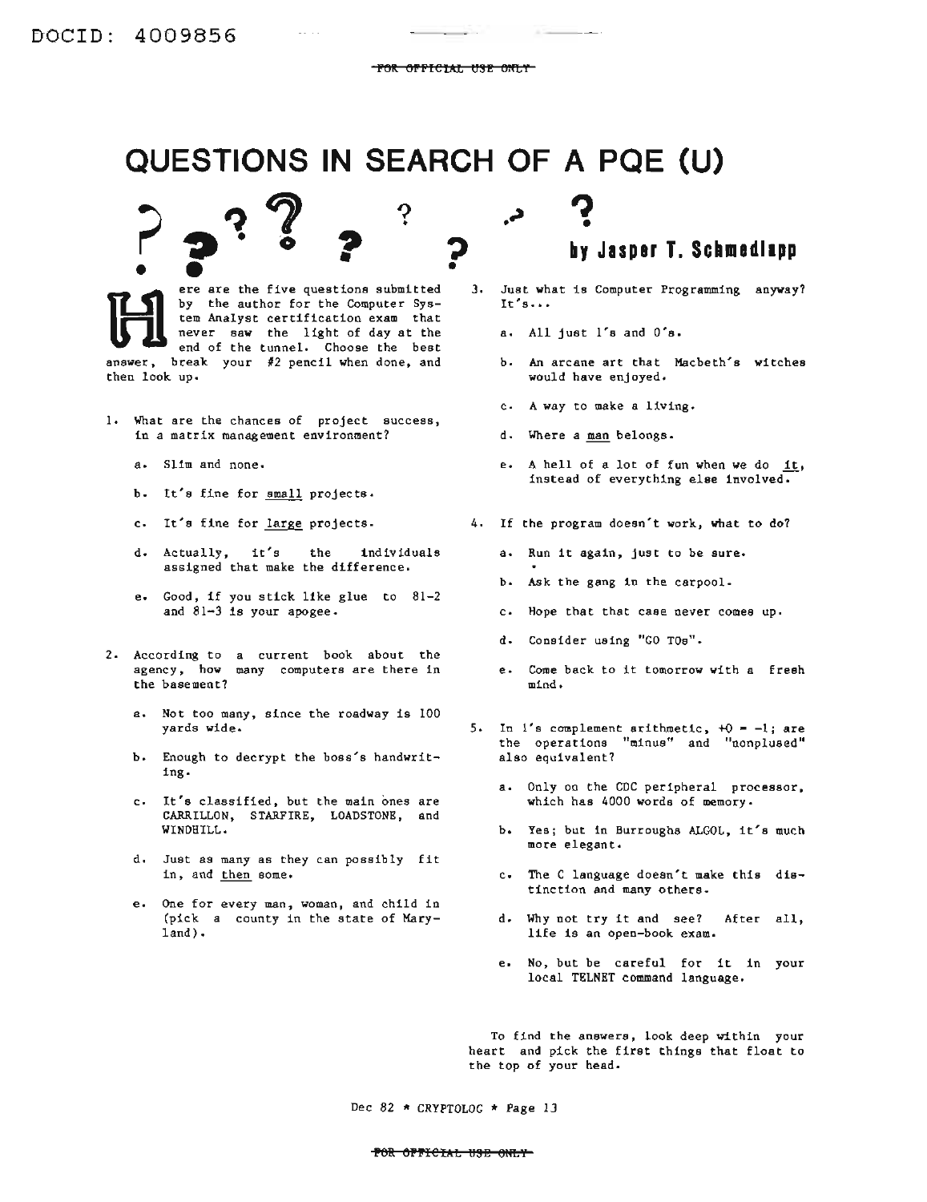# QUESTIONS IN SEARCH OF A PQE (U)

**by Jasper T. Schmedlapp**

Here are the five questions submitted by the author for the Computer System Analyst certification exam that never saw the light of day at the end of the tunnel. Choose the best answer, break your #2 pencil when done, and then look up.

1. What are the chances of project success, in a matrix management environment?

   a. Slim and none.

   b. It's fine for small projects.

   c. It's fine for large projects.

   d. Actually, it's the individuals assigned that make the difference.

   e. Good, if you stick like glue to 81-2 and 81-3 is your apogee.

2. According to a current book about the agency, how many computers are there in the basement?

   a. Not too many, since the roadway is 100 yards wide.

   b. Enough to decrypt the boss's handwriting.

   c. It's classified, but the main ones are CARRILLON, STARFIRE, LOADSTONE, and WINDHILL.

   d. Just as many as they can possibly fit in, and then some.

   e. One for every man, woman, and child in (pick a county in the state of Maryland).

3. Just what is Computer Programming anyway? It's...

   a. All just 1's and 0's.

   b. An arcane art that Macbeth's witches would have enjoyed.

   c. A way to make a living.

   d. Where a man belongs.

   e. A hell of a lot of fun when we do it, instead of everything else involved.

4. If the program doesn't work, what to do?

   a. Run it again, just to be sure.

   b. Ask the gang in the carpool.

   c. Hope that that case never comes up.

   d. Consider using "GO TOs".

   e. Come back to it tomorrow with a fresh mind.

5. In 1's complement arithmetic, $+0 = -1$; are the operations "minus" and "nonplused" also equivalent?

   a. Only on the CDC peripheral processor, which has 4000 words of memory.

   b. Yes; but in Burroughs ALGOL, it's much more elegant.

   c. The C language doesn't make this distinction and many others.

   d. Why not try it and see? After all, life is an open-book exam.

   e. No, but be careful for it in your local TELNET command language.

To find the answers, look deep within your heart and pick the first things that float to the top of your head.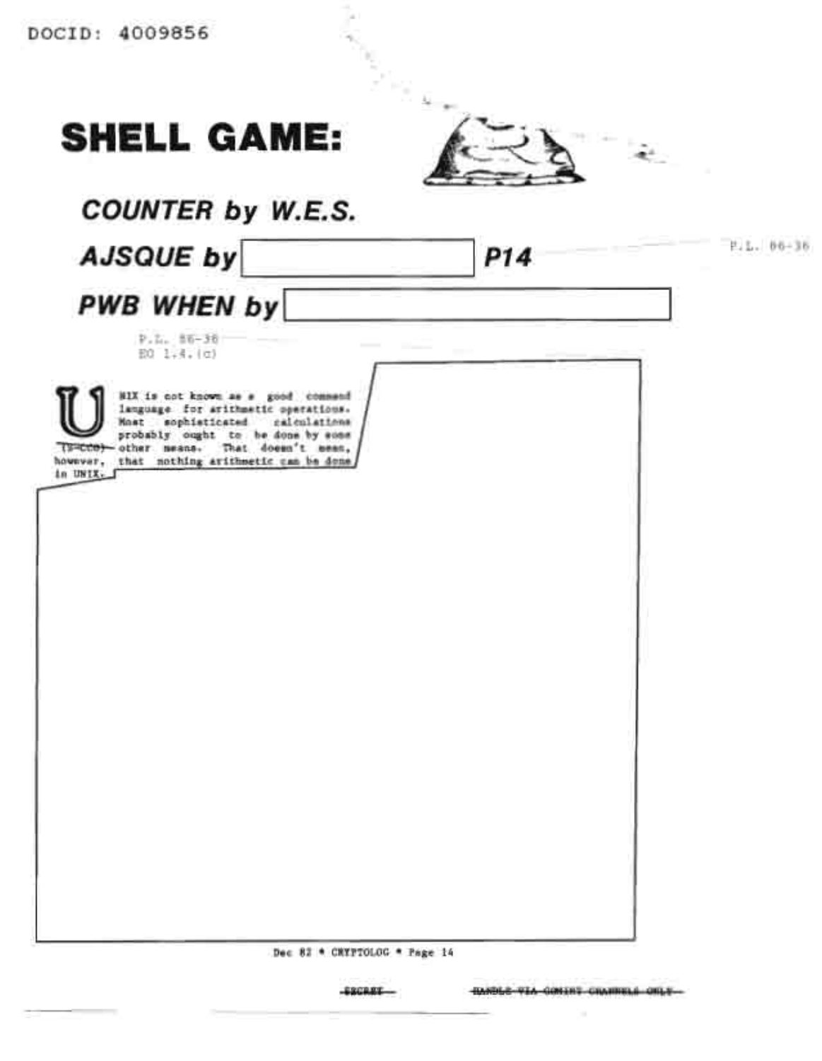DOCID: 4009856

# SHELL GAME:

## *COUNTER by W.E.S.*

## *AJSQUE by* [redacted] *P14*

P.L. 86-36

## *PWB WHEN by* [redacted]

P.L. 86-36
EO 1.4.(c)

UNIX is not known as a good command language for arithmetic operations. Most sophisticated calculations probably ought to be done by some (S-CCO) other means. That doesn't mean, however, that nothing arithmetic can be done in UNIX.

[redacted]

Dec 82 * CRYPTOLOG * Page 14

~~SECRET~~ ~~HANDLE VIA COMINT CHANNELS ONLY~~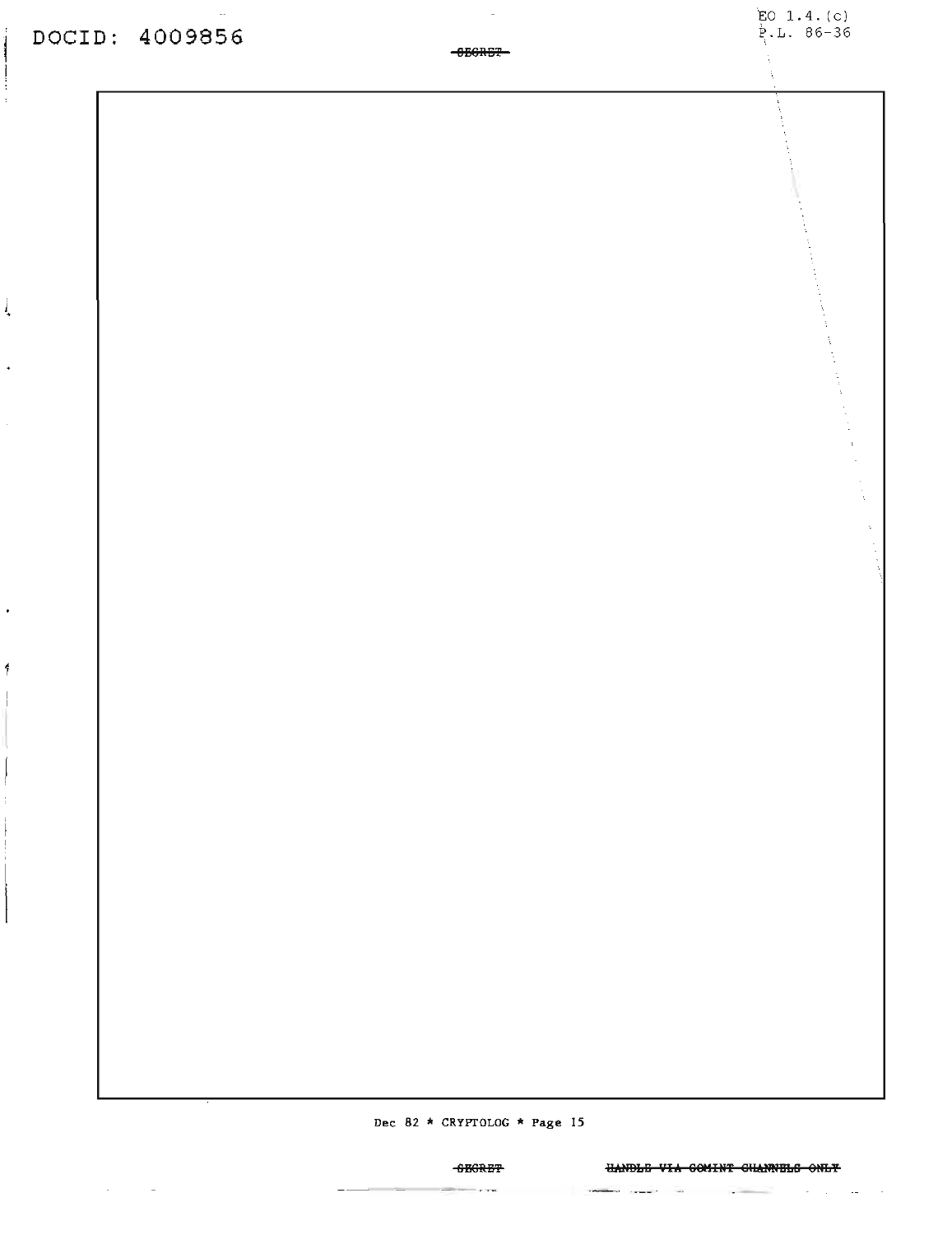DOCID: 4009856

EO 1.4.(c)
P.L. 86-36

~~SECRET~~

~~SECRET~~ ~~HANDLE VIA COMINT CHANNELS ONLY~~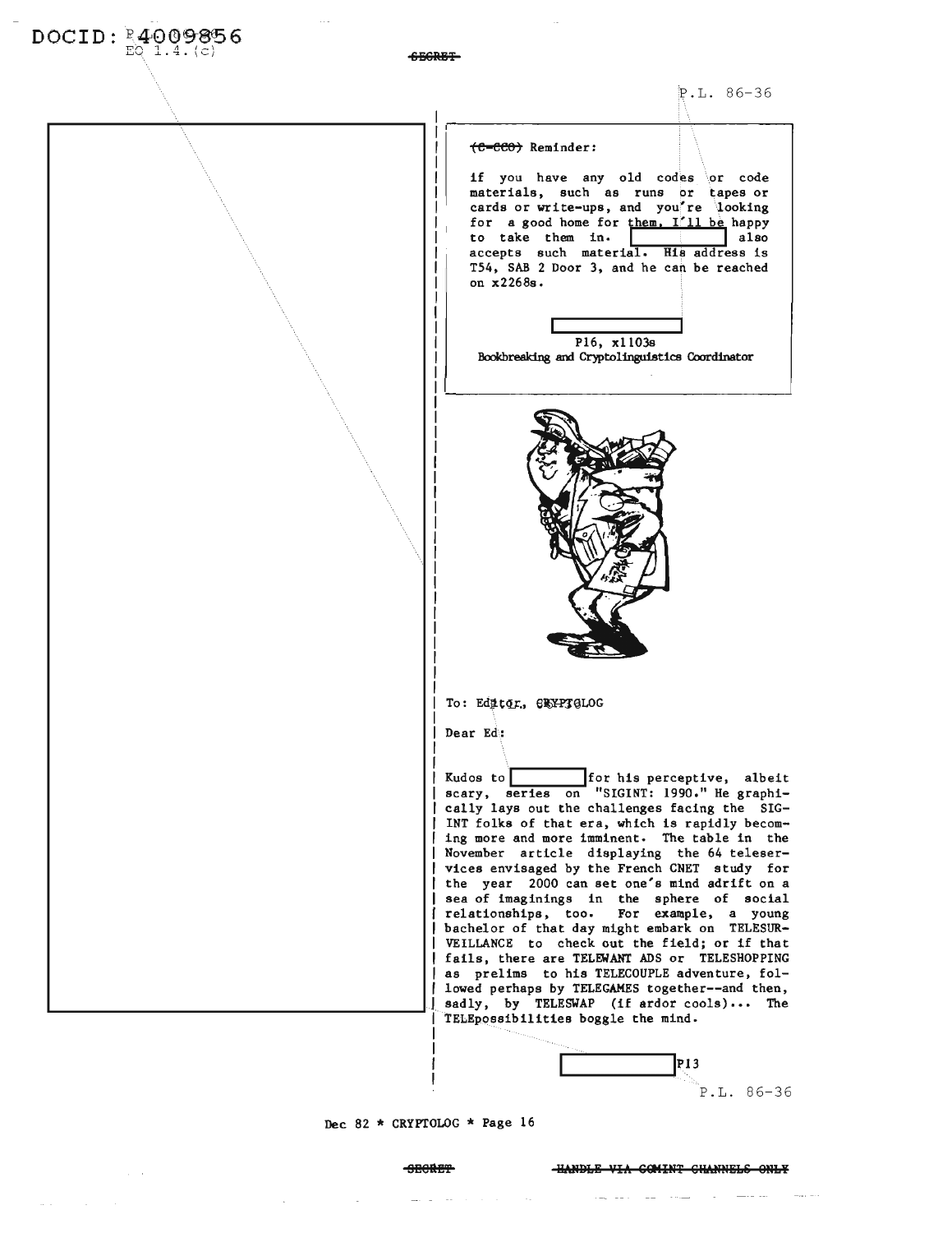(C-CCO) Reminder:

If you have any old codes or code materials, such as runs or tapes or cards or write-ups, and you're looking for a good home for them, I'll be happy to take them in. [redacted] also accepts such material. His address is T54, SAB 2 Door 3, and he can be reached on x2268s.

[redacted]
P16, x1103s
Bookbreaking and Cryptolinguistics Coordinator

To: Editor, CRYPTOLOG

Dear Ed:

Kudos to [redacted] for his perceptive, albeit scary, series on "SIGINT: 1990." He graphically lays out the challenges facing the SIGINT folks of that era, which is rapidly becoming more and more imminent. The table in the November article displaying the 64 teleservices envisaged by the French CNET study for the year 2000 can set one's mind adrift on a sea of imaginings in the sphere of social relationships, too. For example, a young bachelor of that day might embark on TELESURVEILLANCE to check out the field; or if that fails, there are TELEWANT ADS or TELESHOPPING as prelims to his TELECOUPLE adventure, followed perhaps by TELEGAMES together--and then, sadly, by TELESWAP (if ardor cools)... The TELEpossibilities boggle the mind.

[redacted] P13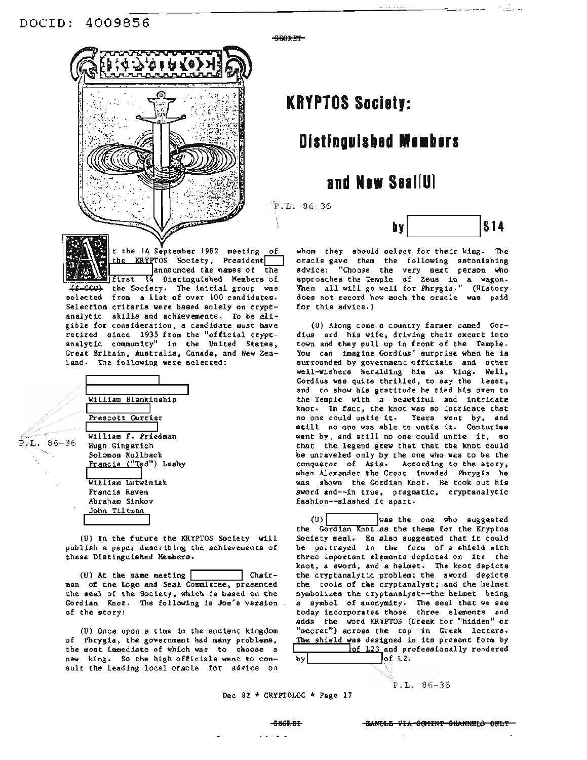DOCID: 4009856

SECRET

# KRYPTOS Society: Distinguished Members and New Seal(U)

P.L. 86-36

by [redacted] S14

At the 14 September 1982 meeting of the KRYPTOS Society, President [redacted] announced the names of the first 14 Distinguished Members of (S-CCO) the Society. The initial group was selected from a list of over 100 candidates. Selection criteria were based solely on cryptanalytic skills and achievements. To be eligible for consideration, a candidate must have retired since 1935 from the "official cryptanalytic community" in the United States, Great Britain, Australia, Canada, and New Zealand. The following were selected:

- [redacted]
- [redacted]
- William Blankinship
- [redacted]
- Prescott Currier
- [redacted]
- William F. Friedman
- Hugh Gingerich
- Solomon Kullback
- Francis ("Ted") Leahy
- [redacted]
- William Lutwiniak
- Francis Raven
- Abraham Sinkov
- John Tiltman
- [redacted]

P.L. 86-36

(U) In the future the KRYPTOS Society will publish a paper describing the achievements of these Distinguished Members.

(U) At the same meeting [redacted] Chairman of the Logo and Seal Committee, presented the seal of the Society, which is based on the Gordian Knot. The following is Joe's version of the story:

(U) Once upon a time in the ancient kingdom of Phrygia, the government had many problems, the most immediate of which was to choose a new king. So the high officials went to consult the leading local oracle for advice on whom they should select for their king. The oracle gave them the following astonishing advice: "Choose the very next person who approaches the Temple of Zeus in a wagon. Then all will go well for Phrygia." (History does not record how much the oracle was paid for this advice.)

(U) Along come a country farmer named Gordius and his wife, driving their oxcart into town and they pull up in front of the Temple. You can imagine Gordius' surprise when he is surrounded by government officials and other well-wishers heralding him as king. Well, Gordius was quite thrilled, to say the least, and to show his gratitude he tied his oxen to the Temple with a beautiful and intricate knot. In fact, the knot was so intricate that no one could untie it. Years went by, and still no one was able to untie it. Centuries went by, and still no one could untie it, so that the legend grew that that the knot could be unraveled only by the one who was to be the conqueror of Asia. According to the story, when Alexander the Great invaded Phrygia he was shown the Gordian Knot. He took out his sword and--in true, pragmatic, cryptanalytic fashion--slashed it apart.

(U) [redacted] was the one who suggested the Gordian Knot as the theme for the Kryptos Society seal. He also suggested that it could be portrayed in the form of a shield with three important elements depicted on it: the knot, a sword, and a helmet. The knot depicts the cryptanalytic problem; the sword depicts the tools of the cryptanalyst; and the helmet symbolizes the cryptanalyst--the helmet being a symbol of anonymity. The seal that we see today incorporates those three elements and adds the word KRYPTOS (Greek for "hidden" or "secret") across the top in Greek letters. The shield was designed in its present form by [redacted] of L23 and professionally rendered by [redacted] of L2.

P.L. 86-36

Dec 82 * CRYPTOLOG * Page 17

SECRET HANDLE VIA COMINT CHANNELS ONLY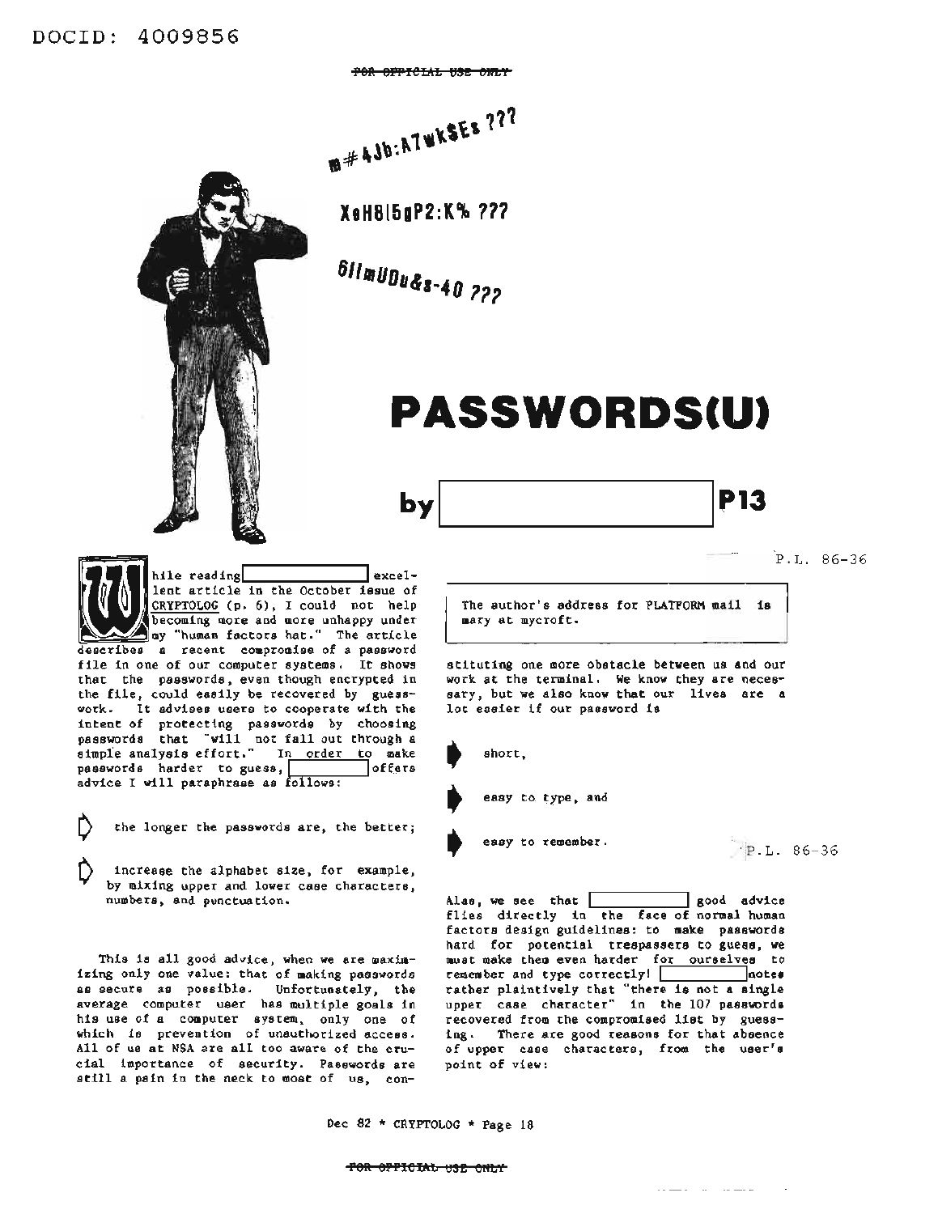DOCID: 4009856

~~FOR OFFICIAL USE ONLY~~

m#4Jb:A7wk$Ez ???

XeH8l5gP2:K% ???

6llmUDu&s-40 ???

# PASSWORDS(U)

by [redacted] P13

P.L. 86-36

While reading [redacted] excellent article in the October issue of CRYPTOLOG (p. 6), I could not help becoming more and more unhappy under my "human factors hat." The article describes a recent compromise of a password file in one of our computer systems. It shows that the passwords, even though encrypted in the file, could easily be recovered by guesswork. It advises users to cooperate with the intent of protecting passwords by choosing passwords that "will not fall out through a simple analysis effort." In order to make passwords harder to guess, [redacted] offers advice I will paraphrase as follows:

- the longer the passwords are, the better;
- increase the alphabet size, for example, by mixing upper and lower case characters, numbers, and punctuation.

This is all good advice, when we are maximizing only one value: that of making passwords as secure as possible. Unfortunately, the average computer user has multiple goals in his use of a computer system, only one of which is prevention of unauthorized access. All of us at NSA are all too aware of the crucial importance of security. Passwords are still a pain in the neck to most of us, constituting one more obstacle between us and our work at the terminal. We know they are necessary, but we also know that our lives are a lot easier if our password is

> The author's address for PLATFORM mail is mary at mycroft.

- short,
- easy to type, and
- easy to remember.

P.L. 86-36

Alas, we see that [redacted] good advice flies directly in the face of normal human factors design guidelines: to make passwords hard for potential trespassers to guess, we must make them even harder for ourselves to remember and type correctly! [redacted] notes rather plaintively that "there is not a single upper case character" in the 107 passwords recovered from the compromised list by guessing. There are good reasons for that absence of upper case characters, from the user's point of view:

Dec 82 * CRYPTOLOG * Page 18

~~FOR OFFICIAL USE ONLY~~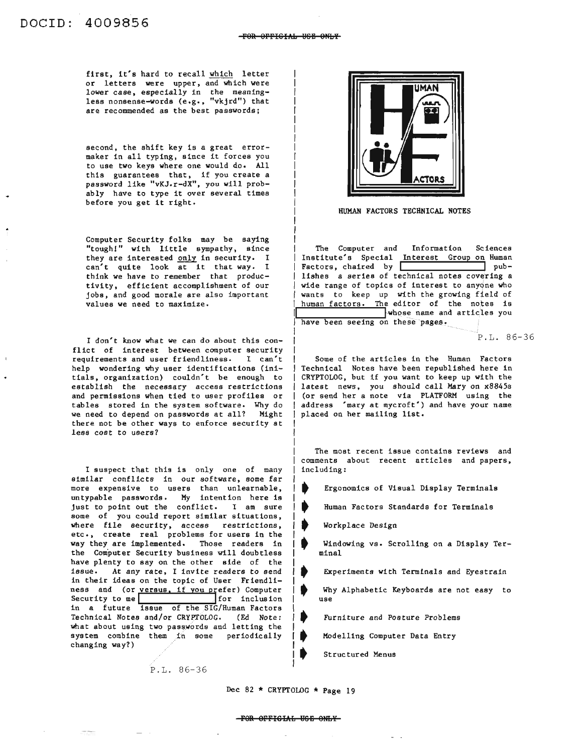first, it's hard to recall which letter or letters were upper, and which were lower case, especially in the meaningless nonsense-words (e.g., "vkjrd") that are recommended as the best passwords;

second, the shift key is a great error-maker in all typing, since it forces you to use two keys where one would do. All this guarantees that, if you create a password like "vKJ.r-dX", you will probably have to type it over several times before you get it right.

Computer Security folks may be saying "tough!" with little sympathy, since they are interested only in security. I can't quite look at it that way. I think we have to remember that productivity, efficient accomplishment of our jobs, and good morale are also important values we need to maximize.

I don't know what we can do about this conflict of interest between computer security requirements and user friendliness. I can't help wondering why user identifications (initials, organization) couldn't be enough to establish the necessary access restrictions and permissions when tied to user profiles or tables stored in the system software. Why do we need to depend on passwords at all? Might there not be other ways to enforce security at less cost to users?

I suspect that this is only one of many similar conflicts in our software, some far more expensive to users than unlearnable, untypable passwords. My intention here is just to point out the conflict. I am sure some of you could report similar situations, where file security, access restrictions, etc., create real problems for users in the way they are implemented. Those readers in the Computer Security business will doubtless have plenty to say on the other side of the issue. At any rate, I invite readers to send in their ideas on the topic of User Friendliness and (or versus, if you prefer) Computer Security to me [redacted] for inclusion in a future issue of the SIG/Human Factors Technical Notes and/or CRYPTOLOG. (Ed Note: what about using two passwords and letting the system combine them in some periodically changing way?)

P.L. 86-36

## HUMAN FACTORS TECHNICAL NOTES

The Computer and Information Sciences Institute's Special Interest Group on Human Factors, chaired by [redacted] publishes a series of technical notes covering a wide range of topics of interest to anyone who wants to keep up with the growing field of human factors. The editor of the notes is [redacted] whose name and articles you have been seeing on these pages.

P.L. 86-36

Some of the articles in the Human Factors Technical Notes have been republished here in CRYPTOLOG, but if you want to keep up with the latest news, you should call Mary on x8845s (or send her a note via PLATFORM using the address 'mary at mycroft') and have your name placed on her mailing list.

The most recent issue contains reviews and comments about recent articles and papers, including:

- Ergonomics of Visual Display Terminals
- Human Factors Standards for Terminals
- Workplace Design
- Windowing vs. Scrolling on a Display Terminal
- Experiments with Terminals and Eyestrain
- Why Alphabetic Keyboards are not easy to use
- Furniture and Posture Problems
- Modelling Computer Data Entry
- Structured Menus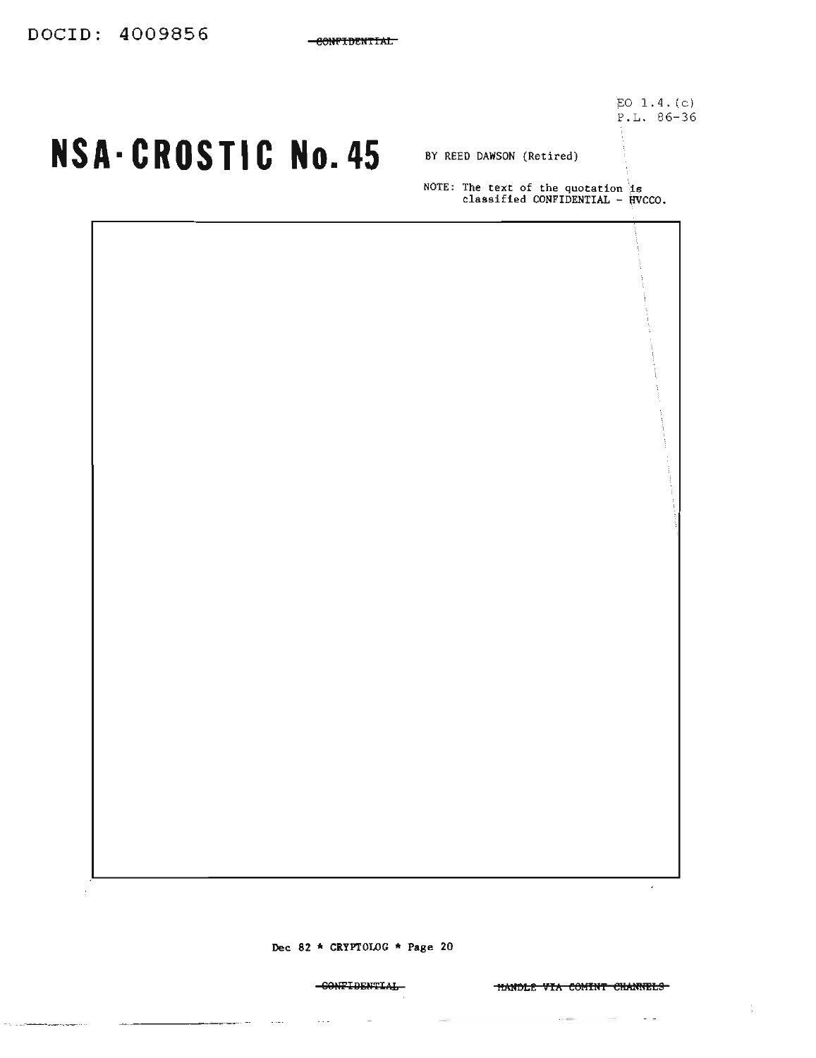EO 1.4.(c)
P.L. 86-36

# NSA-CROSTIC No. 45

BY REED DAWSON (Retired)

NOTE: The text of the quotation is classified CONFIDENTIAL - HVCCO.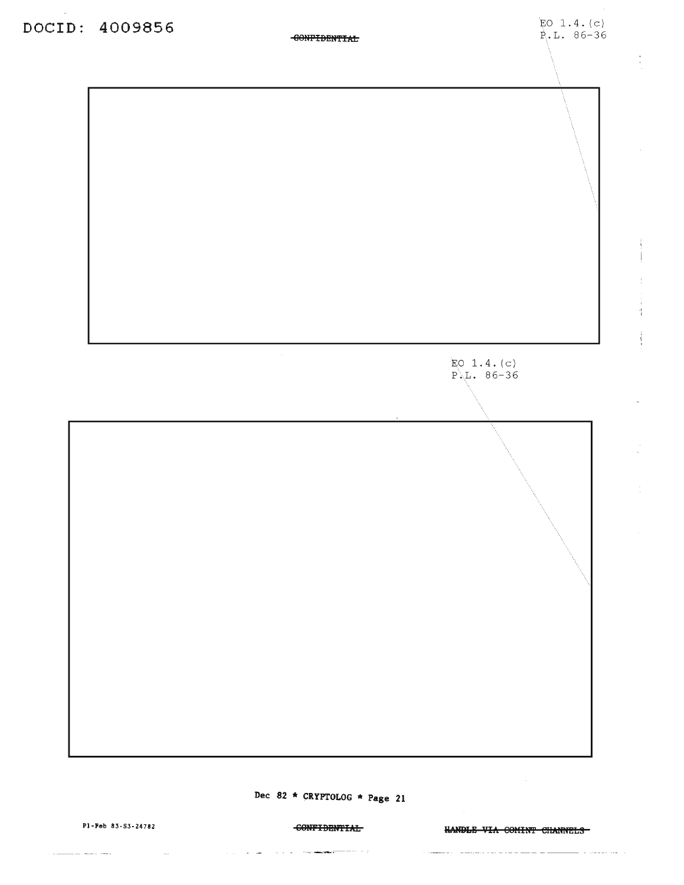DOCID: 4009856

~~CONFIDENTIAL~~

EO 1.4.(c)
P.L. 86-36

EO 1.4.(c)
P.L. 86-36

P1-Feb 83-S3-24782

~~CONFIDENTIAL~~

~~HANDLE VIA COMINT CHANNELS~~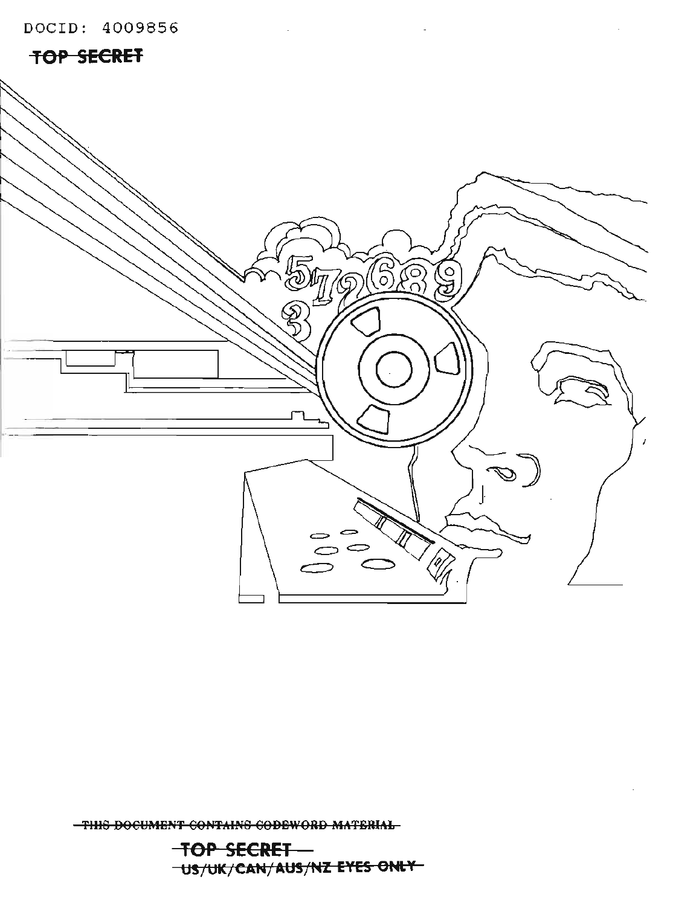DOCID: 4009856

~~TOP SECRET~~

~~THIS DOCUMENT CONTAINS CODEWORD MATERIAL~~

~~TOP SECRET~~

~~US/UK/CAN/AUS/NZ EYES ONLY~~